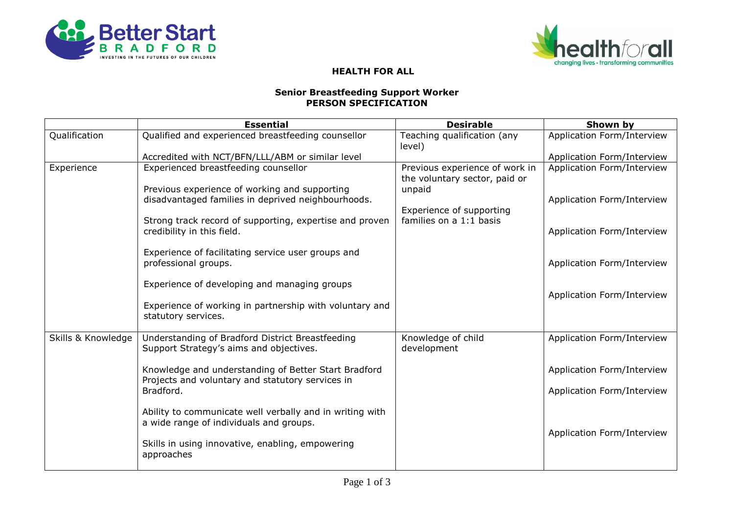**HEALTH FOR ALL**

**Senior Breastfeeding Support Worker**
**PERSON SPECIFICATION**

| | Essential | Desirable | Shown by |
|---|---|---|---|
| Qualification | Qualified and experienced breastfeeding counsellor | Teaching qualification (any level) | Application Form/Interview |
| | Accredited with NCT/BFN/LLL/ABM or similar level | | Application Form/Interview |
| Experience | Experienced breastfeeding counsellor | Previous experience of work in the voluntary sector, paid or unpaid | Application Form/Interview |
| | Previous experience of working and supporting disadvantaged families in deprived neighbourhoods. | Experience of supporting families on a 1:1 basis | Application Form/Interview |
| | Strong track record of supporting, expertise and proven credibility in this field. | | Application Form/Interview |
| | Experience of facilitating service user groups and professional groups. | | Application Form/Interview |
| | Experience of developing and managing groups | | Application Form/Interview |
| | Experience of working in partnership with voluntary and statutory services. | | |
| Skills & Knowledge | Understanding of Bradford District Breastfeeding Support Strategy's aims and objectives. | Knowledge of child development | Application Form/Interview |
| | Knowledge and understanding of Better Start Bradford Projects and voluntary and statutory services in Bradford. | | Application Form/Interview |
| | | | Application Form/Interview |
| | Ability to communicate well verbally and in writing with a wide range of individuals and groups. | | Application Form/Interview |
| | Skills in using innovative, enabling, empowering approaches | | |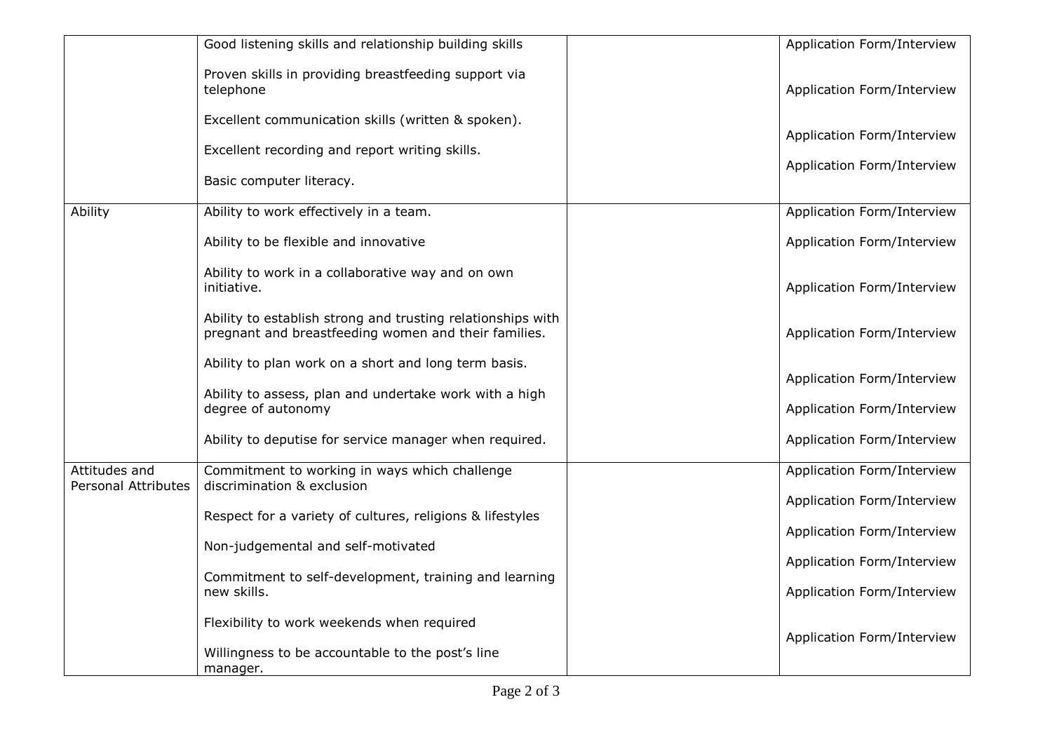| | | | |
|---|---|---|---|
| | Good listening skills and relationship building skills<br><br>Proven skills in providing breastfeeding support via telephone<br><br>Excellent communication skills (written & spoken).<br><br>Excellent recording and report writing skills.<br><br>Basic computer literacy. | | Application Form/Interview<br><br>Application Form/Interview<br><br>Application Form/Interview<br><br>Application Form/Interview |
| Ability | Ability to work effectively in a team.<br><br>Ability to be flexible and innovative<br><br>Ability to work in a collaborative way and on own initiative.<br><br>Ability to establish strong and trusting relationships with pregnant and breastfeeding women and their families.<br><br>Ability to plan work on a short and long term basis.<br><br>Ability to assess, plan and undertake work with a high degree of autonomy<br><br>Ability to deputise for service manager when required. | | Application Form/Interview<br><br>Application Form/Interview<br><br>Application Form/Interview<br><br>Application Form/Interview<br><br>Application Form/Interview<br><br>Application Form/Interview<br><br>Application Form/Interview |
| Attitudes and Personal Attributes | Commitment to working in ways which challenge discrimination & exclusion<br><br>Respect for a variety of cultures, religions & lifestyles<br><br>Non-judgemental and self-motivated<br><br>Commitment to self-development, training and learning new skills.<br><br>Flexibility to work weekends when required<br><br>Willingness to be accountable to the post's line manager. | | Application Form/Interview<br><br>Application Form/Interview<br><br>Application Form/Interview<br><br>Application Form/Interview<br><br>Application Form/Interview<br><br>Application Form/Interview |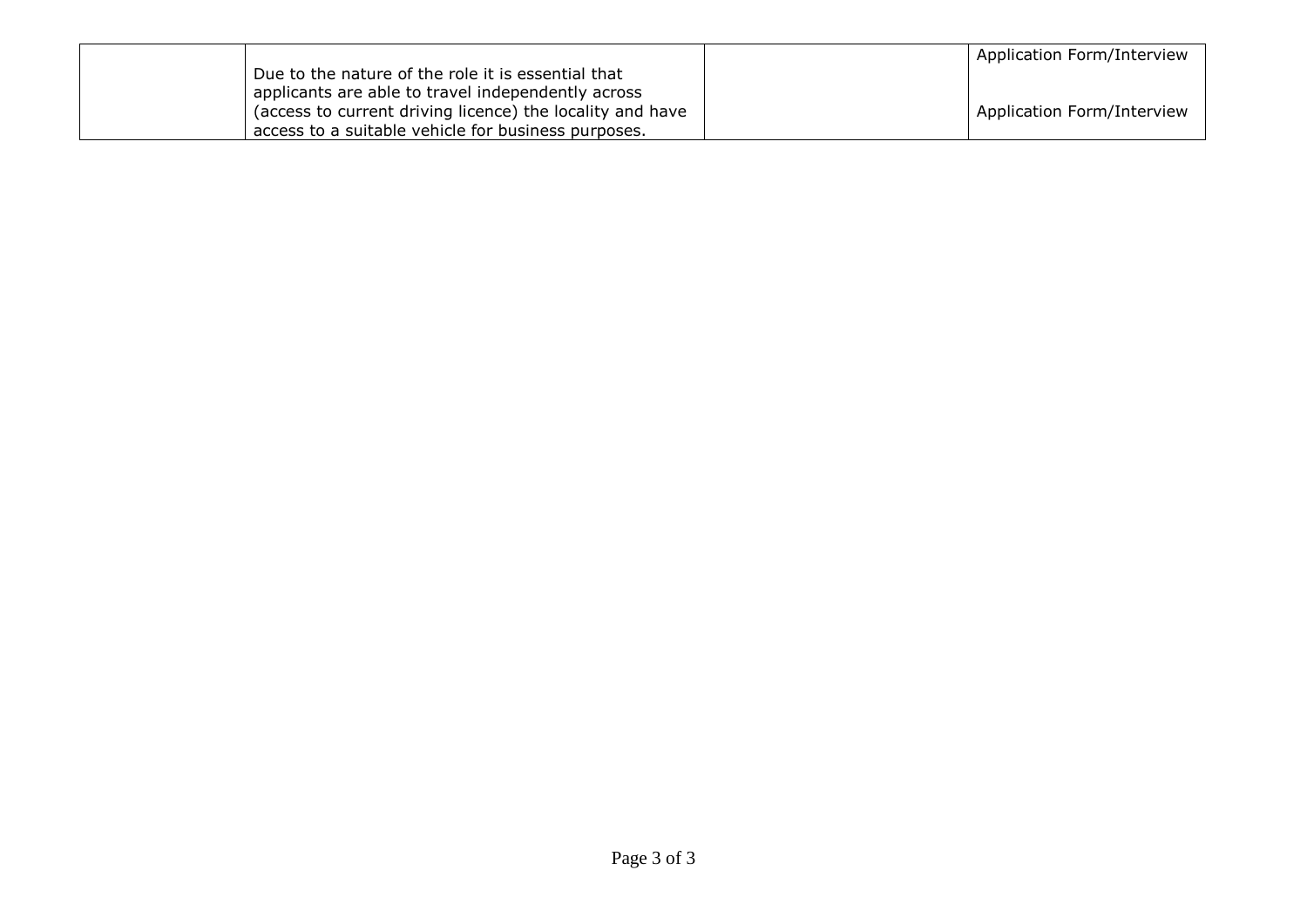| | | | |
|---|---|---|---|
| | Due to the nature of the role it is essential that applicants are able to travel independently across (access to current driving licence) the locality and have access to a suitable vehicle for business purposes. | | Application Form/Interview<br><br>Application Form/Interview |